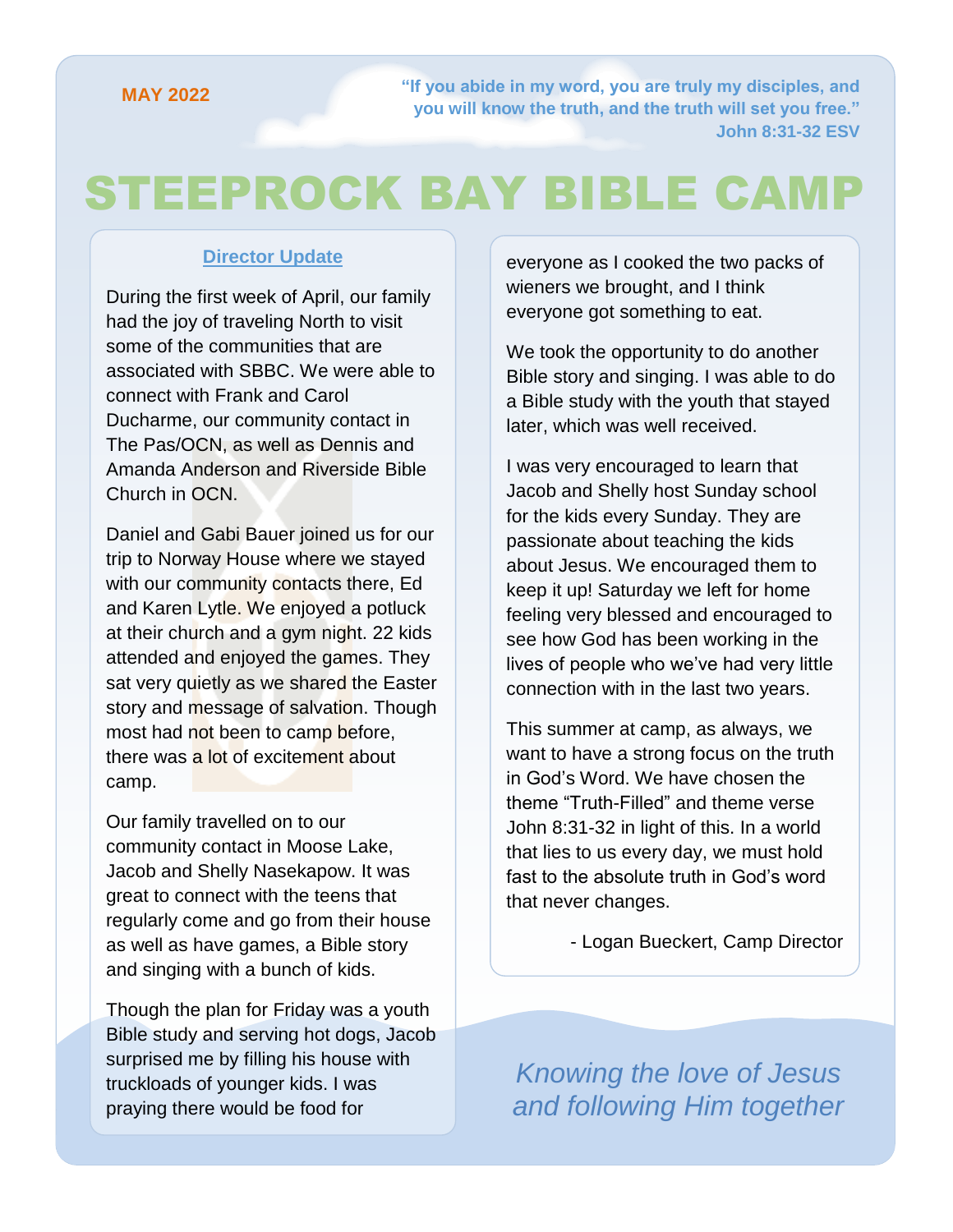MAY 2022

**"If you abide in my word, you are truly my disciples, and you will know the truth, and the truth will set you free."**
**John 8:31-32 ESV**

# STEEPROCK BAY BIBLE CAMP

## Director Update

During the first week of April, our family had the joy of traveling North to visit some of the communities that are associated with SBBC. We were able to connect with Frank and Carol Ducharme, our community contact in The Pas/OCN, as well as Dennis and Amanda Anderson and Riverside Bible Church in OCN.

Daniel and Gabi Bauer joined us for our trip to Norway House where we stayed with our community contacts there, Ed and Karen Lytle. We enjoyed a potluck at their church and a gym night. 22 kids attended and enjoyed the games. They sat very quietly as we shared the Easter story and message of salvation. Though most had not been to camp before, there was a lot of excitement about camp.

Our family travelled on to our community contact in Moose Lake, Jacob and Shelly Nasekapow. It was great to connect with the teens that regularly come and go from their house as well as have games, a Bible story and singing with a bunch of kids.

Though the plan for Friday was a youth Bible study and serving hot dogs, Jacob surprised me by filling his house with truckloads of younger kids. I was praying there would be food for everyone as I cooked the two packs of wieners we brought, and I think everyone got something to eat.

We took the opportunity to do another Bible story and singing. I was able to do a Bible study with the youth that stayed later, which was well received.

I was very encouraged to learn that Jacob and Shelly host Sunday school for the kids every Sunday. They are passionate about teaching the kids about Jesus. We encouraged them to keep it up! Saturday we left for home feeling very blessed and encouraged to see how God has been working in the lives of people who we've had very little connection with in the last two years.

This summer at camp, as always, we want to have a strong focus on the truth in God's Word. We have chosen the theme "Truth-Filled" and theme verse John 8:31-32 in light of this. In a world that lies to us every day, we must hold fast to the absolute truth in God's word that never changes.

- Logan Bueckert, Camp Director

*Knowing the love of Jesus and following Him together*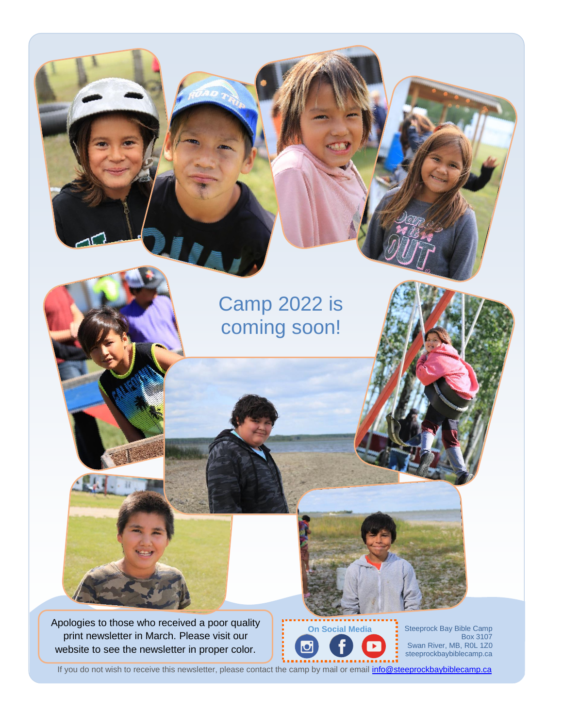# Camp 2022 is coming soon!

Apologies to those who received a poor quality print newsletter in March. Please visit our website to see the newsletter in proper color.

**On Social Media**

Steeprock Bay Bible Camp
Box 3107
Swan River, MB, R0L 1Z0
steeprockbaybiblecamp.ca

If you do not wish to receive this newsletter, please contact the camp by mail or email info@steeprockbaybiblecamp.ca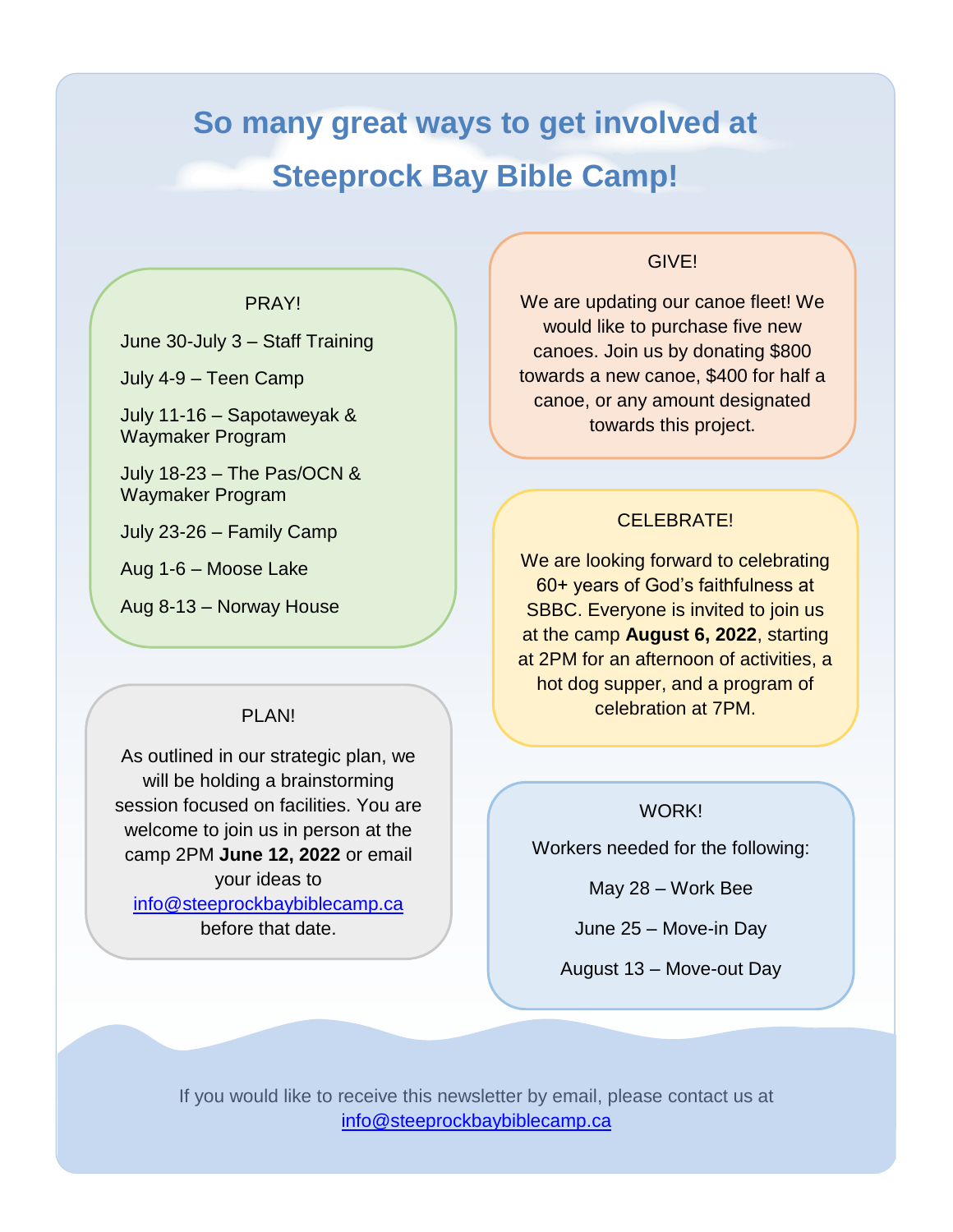# So many great ways to get involved at Steeprock Bay Bible Camp!

## PRAY!

June 30-July 3 – Staff Training

July 4-9 – Teen Camp

July 11-16 – Sapotaweyak & Waymaker Program

July 18-23 – The Pas/OCN & Waymaker Program

July 23-26 – Family Camp

Aug 1-6 – Moose Lake

Aug 8-13 – Norway House

## PLAN!

As outlined in our strategic plan, we will be holding a brainstorming session focused on facilities. You are welcome to join us in person at the camp 2PM **June 12, 2022** or email your ideas to [info@steeprockbaybiblecamp.ca](mailto:info@steeprockbaybiblecamp.ca) before that date.

## GIVE!

We are updating our canoe fleet! We would like to purchase five new canoes. Join us by donating $800 towards a new canoe, $400 for half a canoe, or any amount designated towards this project.

## CELEBRATE!

We are looking forward to celebrating 60+ years of God's faithfulness at SBBC. Everyone is invited to join us at the camp **August 6, 2022**, starting at 2PM for an afternoon of activities, a hot dog supper, and a program of celebration at 7PM.

## WORK!

Workers needed for the following:

May 28 – Work Bee

June 25 – Move-in Day

August 13 – Move-out Day

If you would like to receive this newsletter by email, please contact us at [info@steeprockbaybiblecamp.ca](mailto:info@steeprockbaybiblecamp.ca)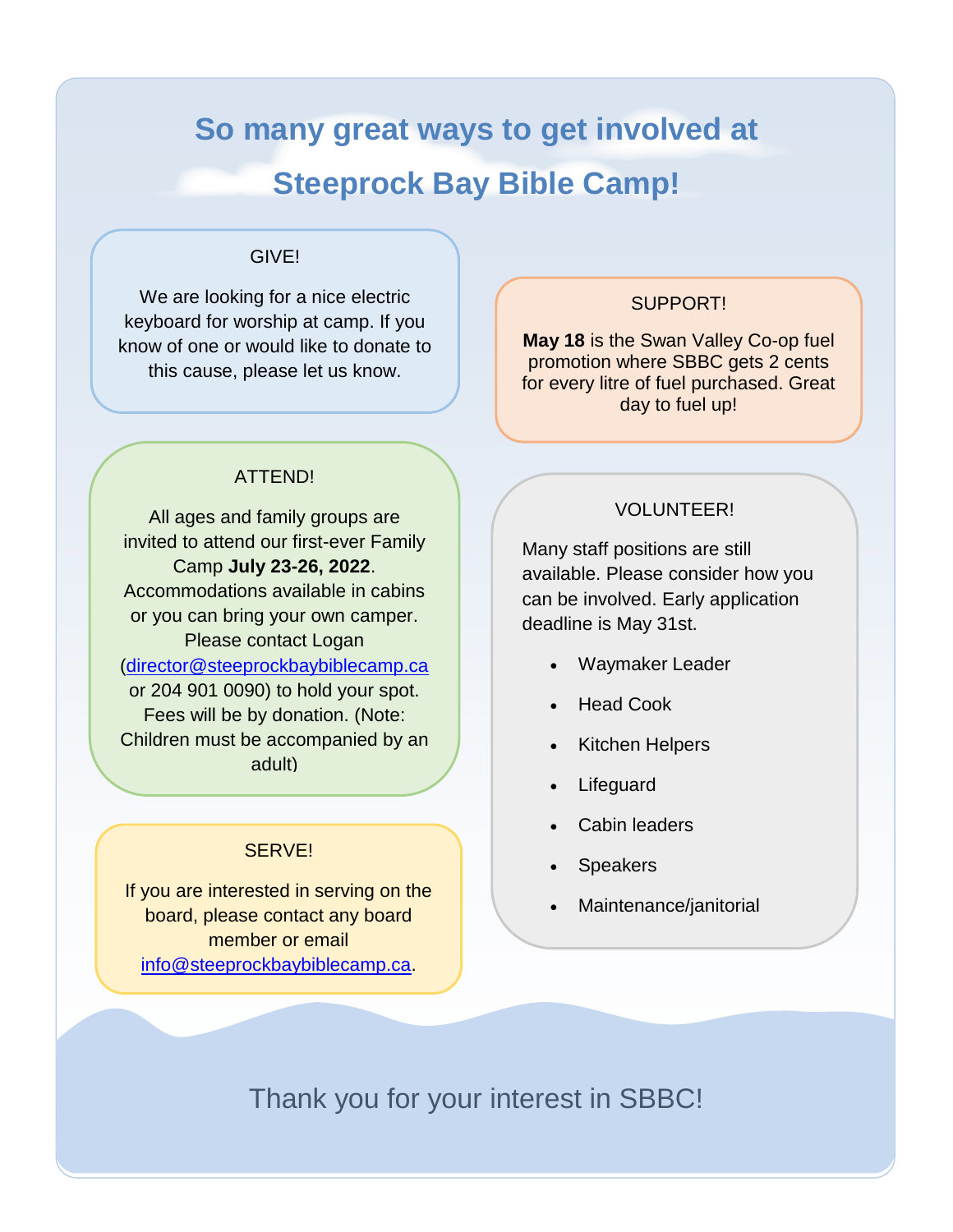# So many great ways to get involved at Steeprock Bay Bible Camp!

## GIVE!

We are looking for a nice electric keyboard for worship at camp. If you know of one or would like to donate to this cause, please let us know.

## ATTEND!

All ages and family groups are invited to attend our first-ever Family Camp **July 23-26, 2022**. Accommodations available in cabins or you can bring your own camper. Please contact Logan (director@steeprockbaybiblecamp.ca or 204 901 0090) to hold your spot. Fees will be by donation. (Note: Children must be accompanied by an adult)

## SERVE!

If you are interested in serving on the board, please contact any board member or email info@steeprockbaybiblecamp.ca.

## SUPPORT!

**May 18** is the Swan Valley Co-op fuel promotion where SBBC gets 2 cents for every litre of fuel purchased. Great day to fuel up!

## VOLUNTEER!

Many staff positions are still available. Please consider how you can be involved. Early application deadline is May 31st.

- Waymaker Leader
- Head Cook
- Kitchen Helpers
- Lifeguard
- Cabin leaders
- Speakers
- Maintenance/janitorial

Thank you for your interest in SBBC!